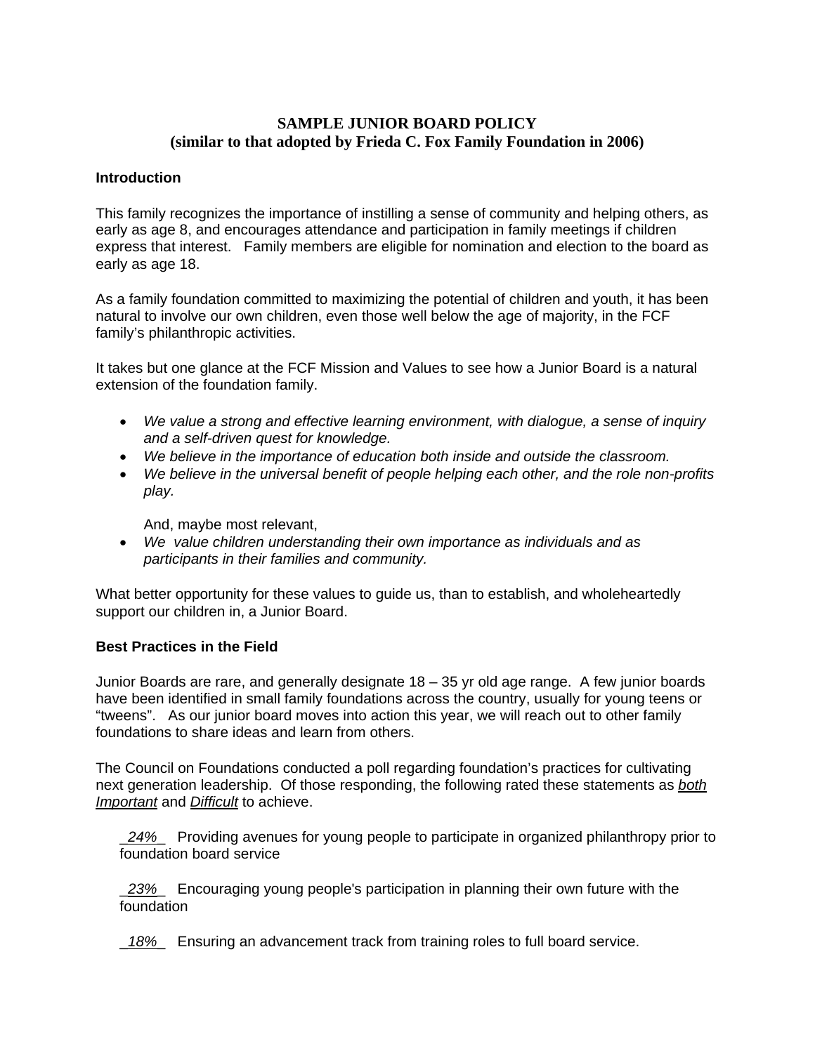# SAMPLE JUNIOR BOARD POLICY
## (similar to that adopted by Frieda C. Fox Family Foundation in 2006)

### Introduction

This family recognizes the importance of instilling a sense of community and helping others, as early as age 8, and encourages attendance and participation in family meetings if children express that interest. Family members are eligible for nomination and election to the board as early as age 18.

As a family foundation committed to maximizing the potential of children and youth, it has been natural to involve our own children, even those well below the age of majority, in the FCF family's philanthropic activities.

It takes but one glance at the FCF Mission and Values to see how a Junior Board is a natural extension of the foundation family.

- *We value a strong and effective learning environment, with dialogue, a sense of inquiry and a self-driven quest for knowledge.*
- *We believe in the importance of education both inside and outside the classroom.*
- *We believe in the universal benefit of people helping each other, and the role non-profits play.*

  And, maybe most relevant,
- *We value children understanding their own importance as individuals and as participants in their families and community.*

What better opportunity for these values to guide us, than to establish, and wholeheartedly support our children in, a Junior Board.

### Best Practices in the Field

Junior Boards are rare, and generally designate 18 – 35 yr old age range. A few junior boards have been identified in small family foundations across the country, usually for young teens or "tweens". As our junior board moves into action this year, we will reach out to other family foundations to share ideas and learn from others.

The Council on Foundations conducted a poll regarding foundation's practices for cultivating next generation leadership. Of those responding, the following rated these statements as *both Important* and *Difficult* to achieve.

*24%* Providing avenues for young people to participate in organized philanthropy prior to foundation board service

*23%* Encouraging young people's participation in planning their own future with the foundation

*18%* Ensuring an advancement track from training roles to full board service.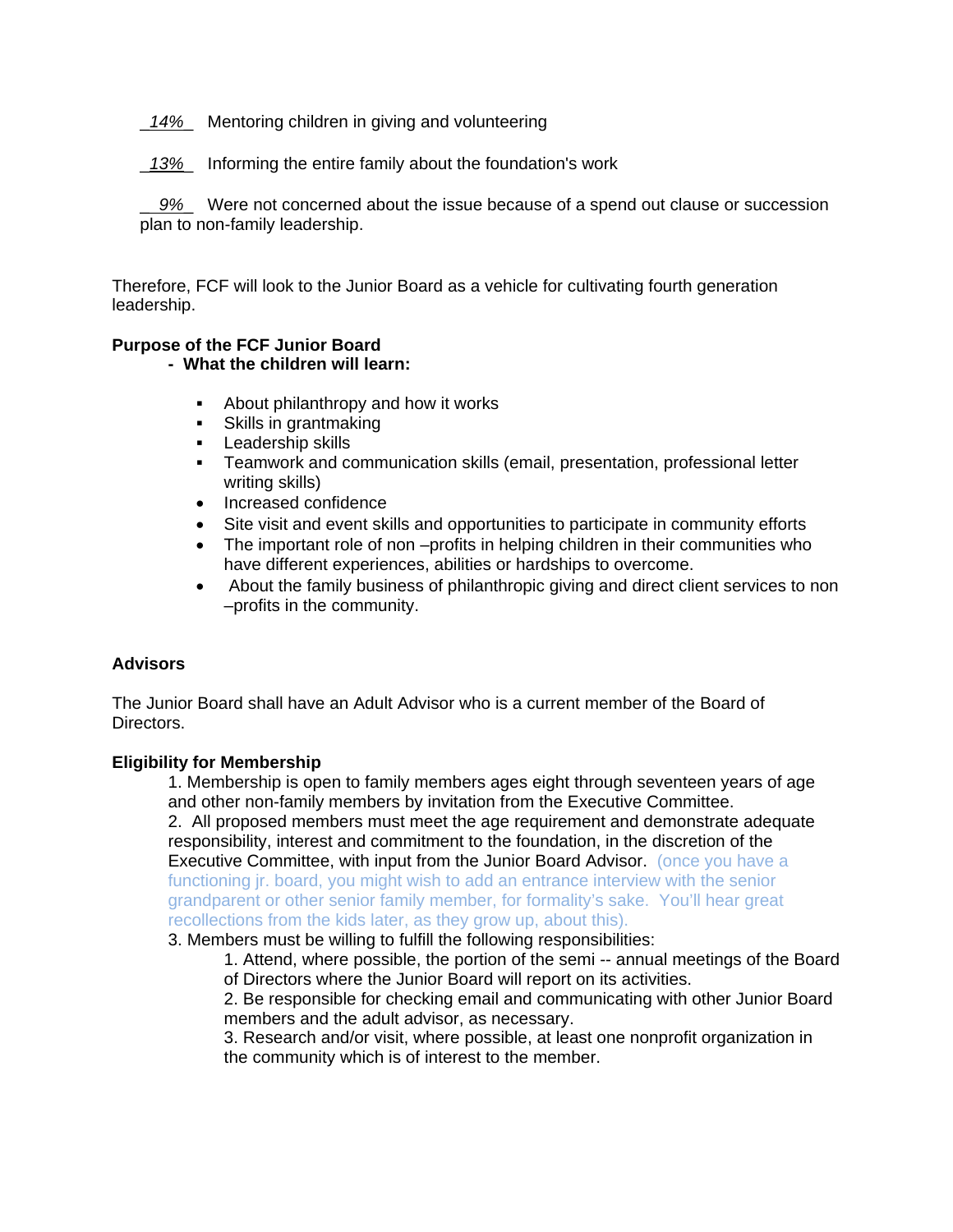_14%_ Mentoring children in giving and volunteering

_13%_ Informing the entire family about the foundation's work

_9%_ Were not concerned about the issue because of a spend out clause or succession plan to non-family leadership.

Therefore, FCF will look to the Junior Board as a vehicle for cultivating fourth generation leadership.

**Purpose of the FCF Junior Board**

**- What the children will learn:**

- About philanthropy and how it works
- Skills in grantmaking
- Leadership skills
- Teamwork and communication skills (email, presentation, professional letter writing skills)
- Increased confidence
- Site visit and event skills and opportunities to participate in community efforts
- The important role of non –profits in helping children in their communities who have different experiences, abilities or hardships to overcome.
- About the family business of philanthropic giving and direct client services to non –profits in the community.

**Advisors**

The Junior Board shall have an Adult Advisor who is a current member of the Board of Directors.

**Eligibility for Membership**

1. Membership is open to family members ages eight through seventeen years of age and other non-family members by invitation from the Executive Committee.
2. All proposed members must meet the age requirement and demonstrate adequate responsibility, interest and commitment to the foundation, in the discretion of the Executive Committee, with input from the Junior Board Advisor. (once you have a functioning jr. board, you might wish to add an entrance interview with the senior grandparent or other senior family member, for formality's sake. You'll hear great recollections from the kids later, as they grow up, about this).
3. Members must be willing to fulfill the following responsibilities:
   1. Attend, where possible, the portion of the semi -- annual meetings of the Board of Directors where the Junior Board will report on its activities.
   2. Be responsible for checking email and communicating with other Junior Board members and the adult advisor, as necessary.
   3. Research and/or visit, where possible, at least one nonprofit organization in the community which is of interest to the member.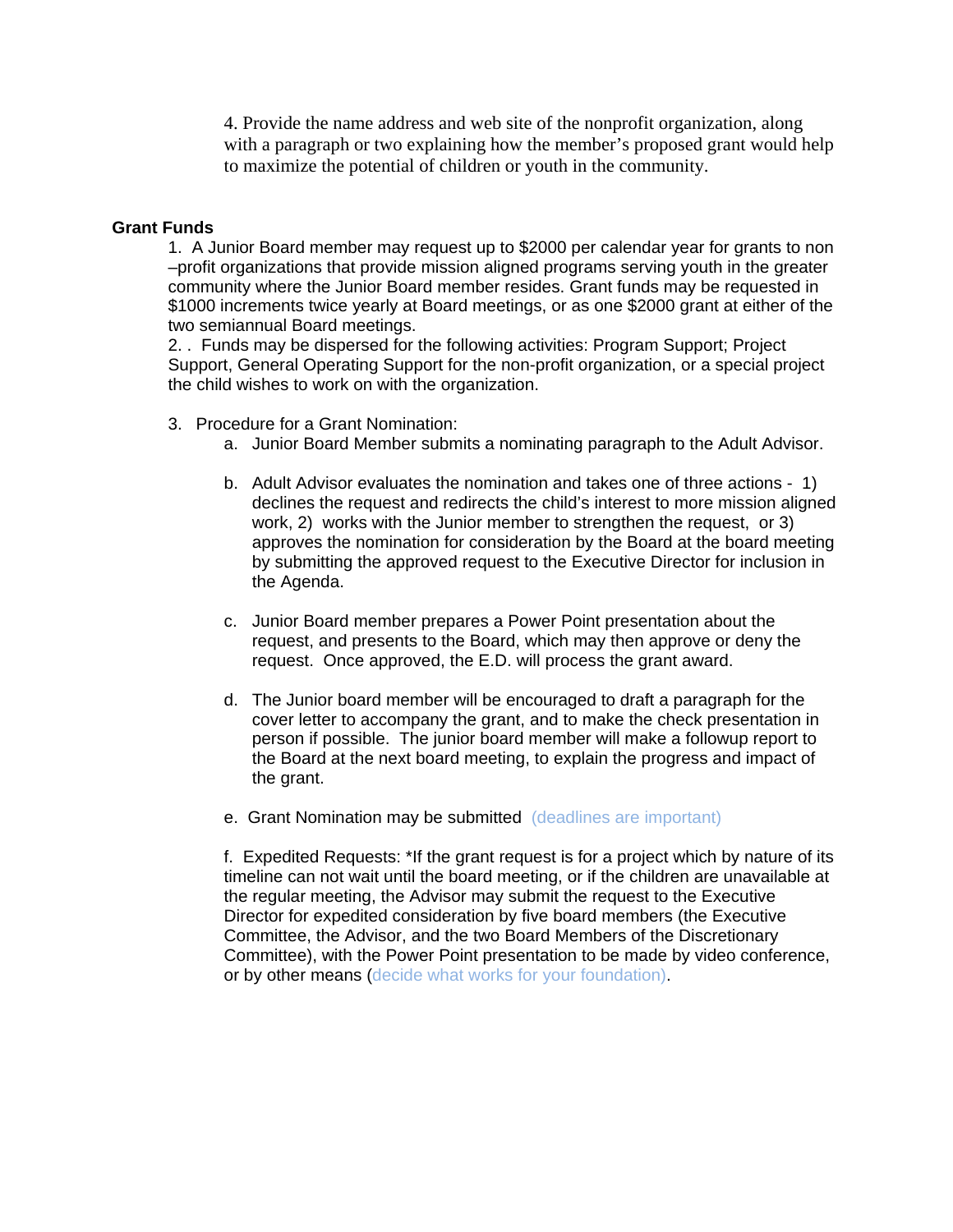4. Provide the name address and web site of the nonprofit organization, along with a paragraph or two explaining how the member's proposed grant would help to maximize the potential of children or youth in the community.

**Grant Funds**

1. A Junior Board member may request up to $2000 per calendar year for grants to non –profit organizations that provide mission aligned programs serving youth in the greater community where the Junior Board member resides. Grant funds may be requested in $1000 increments twice yearly at Board meetings, or as one $2000 grant at either of the two semiannual Board meetings.

2. . Funds may be dispersed for the following activities: Program Support; Project Support, General Operating Support for the non-profit organization, or a special project the child wishes to work on with the organization.

3. Procedure for a Grant Nomination:

   a. Junior Board Member submits a nominating paragraph to the Adult Advisor.

   b. Adult Advisor evaluates the nomination and takes one of three actions - 1) declines the request and redirects the child's interest to more mission aligned work, 2) works with the Junior member to strengthen the request, or 3) approves the nomination for consideration by the Board at the board meeting by submitting the approved request to the Executive Director for inclusion in the Agenda.

   c. Junior Board member prepares a Power Point presentation about the request, and presents to the Board, which may then approve or deny the request. Once approved, the E.D. will process the grant award.

   d. The Junior board member will be encouraged to draft a paragraph for the cover letter to accompany the grant, and to make the check presentation in person if possible. The junior board member will make a followup report to the Board at the next board meeting, to explain the progress and impact of the grant.

   e. Grant Nomination may be submitted (deadlines are important)

   f. Expedited Requests: *If the grant request is for a project which by nature of its timeline can not wait until the board meeting, or if the children are unavailable at the regular meeting, the Advisor may submit the request to the Executive Director for expedited consideration by five board members (the Executive Committee, the Advisor, and the two Board Members of the Discretionary Committee), with the Power Point presentation to be made by video conference, or by other means (decide what works for your foundation).